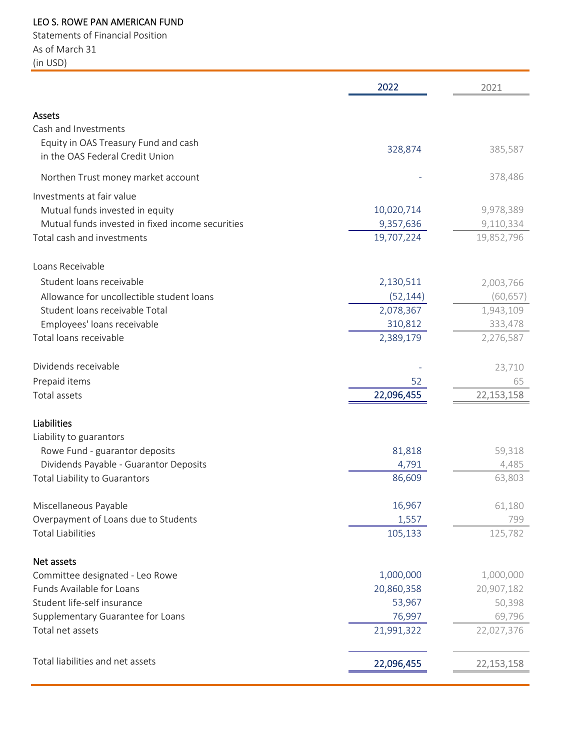LEO S. ROWE PAN AMERICAN FUND

Statements of Financial Position

As of March 31

(in USD)

| | 2022 | 2021 |
|---|---|---|
| **Assets** | | |
| Cash and Investments | | |
| Equity in OAS Treasury Fund and cash in the OAS Federal Credit Union | 328,874 | 385,587 |
| Northen Trust money market account | - | 378,486 |
| Investments at fair value | | |
| Mutual funds invested in equity | 10,020,714 | 9,978,389 |
| Mutual funds invested in fixed income securities | 9,357,636 | 9,110,334 |
| Total cash and investments | 19,707,224 | 19,852,796 |
| Loans Receivable | | |
| Student loans receivable | 2,130,511 | 2,003,766 |
| Allowance for uncollectible student loans | (52,144) | (60,657) |
| Student loans receivable Total | 2,078,367 | 1,943,109 |
| Employees' loans receivable | 310,812 | 333,478 |
| Total loans receivable | 2,389,179 | 2,276,587 |
| Dividends receivable | - | 23,710 |
| Prepaid items | 52 | 65 |
| Total assets | 22,096,455 | 22,153,158 |
| **Liabilities** | | |
| Liability to guarantors | | |
| Rowe Fund - guarantor deposits | 81,818 | 59,318 |
| Dividends Payable - Guarantor Deposits | 4,791 | 4,485 |
| Total Liability to Guarantors | 86,609 | 63,803 |
| Miscellaneous Payable | 16,967 | 61,180 |
| Overpayment of Loans due to Students | 1,557 | 799 |
| Total Liabilities | 105,133 | 125,782 |
| **Net assets** | | |
| Committee designated - Leo Rowe | 1,000,000 | 1,000,000 |
| Funds Available for Loans | 20,860,358 | 20,907,182 |
| Student life-self insurance | 53,967 | 50,398 |
| Supplementary Guarantee for Loans | 76,997 | 69,796 |
| Total net assets | 21,991,322 | 22,027,376 |
| Total liabilities and net assets | 22,096,455 | 22,153,158 |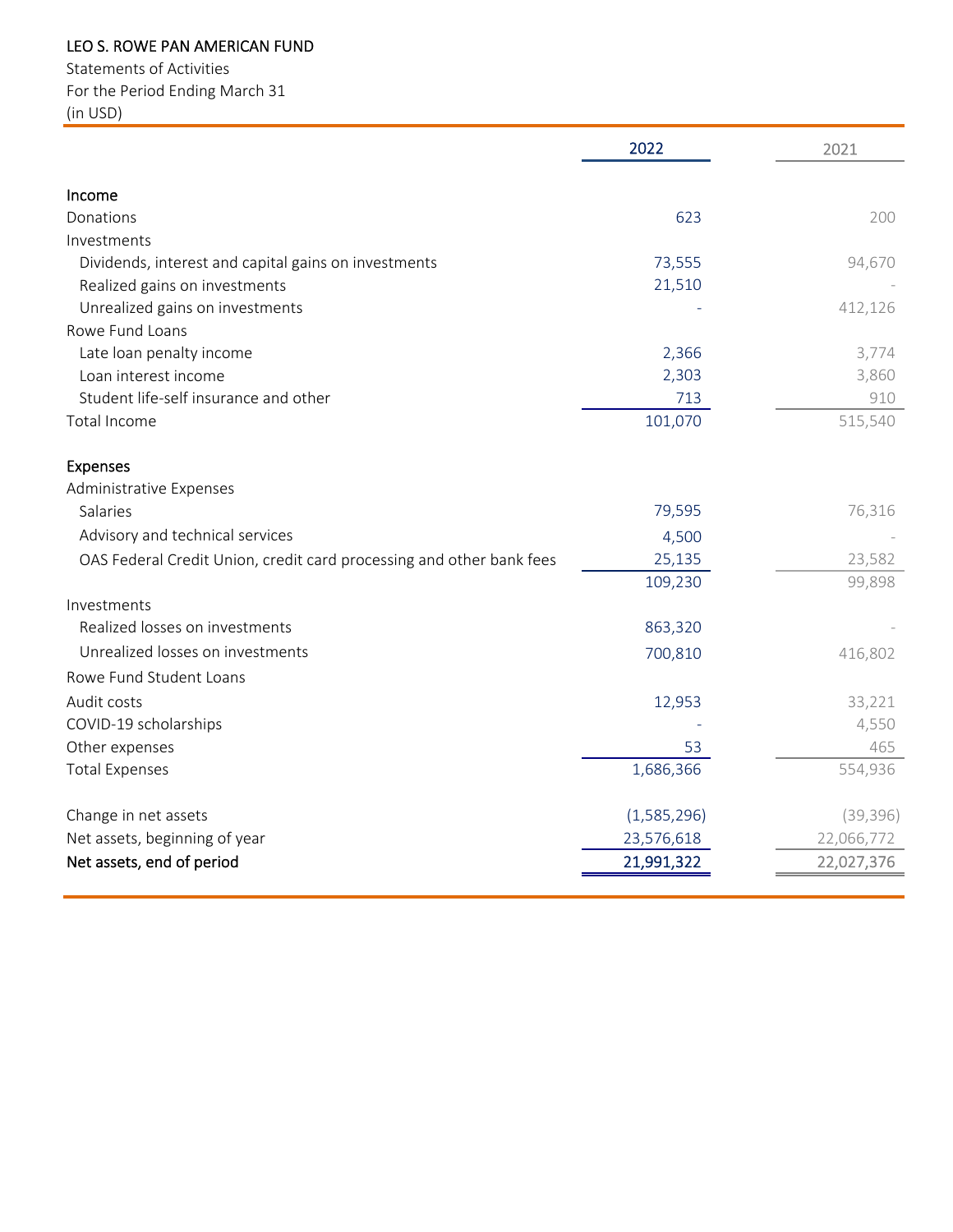LEO S. ROWE PAN AMERICAN FUND

Statements of Activities

For the Period Ending March 31

(in USD)

| | 2022 | 2021 |
|---|---|---|
| **Income** | | |
| Donations | 623 | 200 |
| Investments | | |
| Dividends, interest and capital gains on investments | 73,555 | 94,670 |
| Realized gains on investments | 21,510 | - |
| Unrealized gains on investments | - | 412,126 |
| Rowe Fund Loans | | |
| Late loan penalty income | 2,366 | 3,774 |
| Loan interest income | 2,303 | 3,860 |
| Student life-self insurance and other | 713 | 910 |
| Total Income | 101,070 | 515,540 |
| **Expenses** | | |
| Administrative Expenses | | |
| Salaries | 79,595 | 76,316 |
| Advisory and technical services | 4,500 | - |
| OAS Federal Credit Union, credit card processing and other bank fees | 25,135 | 23,582 |
| | 109,230 | 99,898 |
| Investments | | |
| Realized losses on investments | 863,320 | - |
| Unrealized losses on investments | 700,810 | 416,802 |
| Rowe Fund Student Loans | | |
| Audit costs | 12,953 | 33,221 |
| COVID-19 scholarships | - | 4,550 |
| Other expenses | 53 | 465 |
| Total Expenses | 1,686,366 | 554,936 |
| Change in net assets | (1,585,296) | (39,396) |
| Net assets, beginning of year | 23,576,618 | 22,066,772 |
| **Net assets, end of period** | **21,991,322** | **22,027,376** |